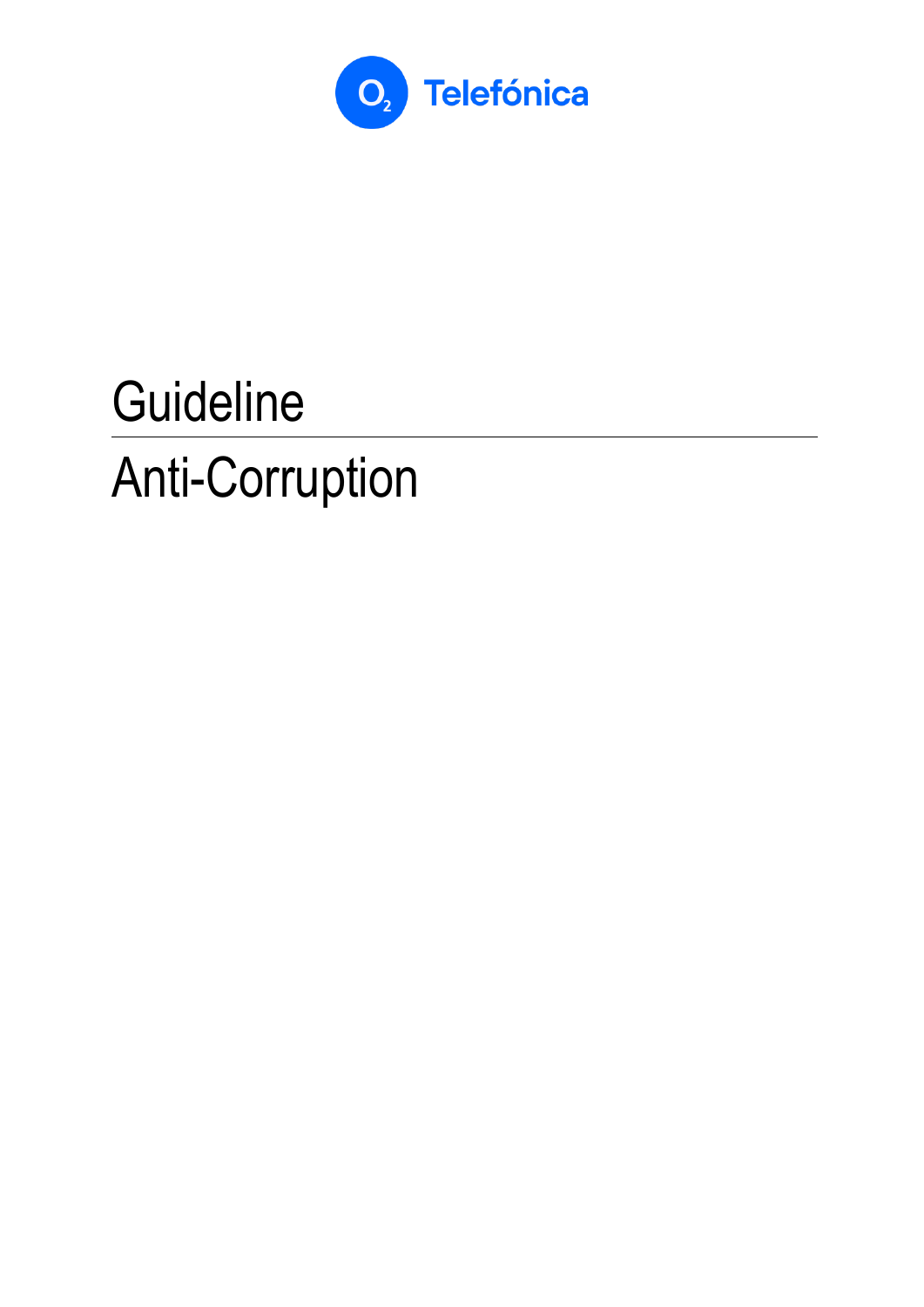Telefónica

# Guideline

# Anti-Corruption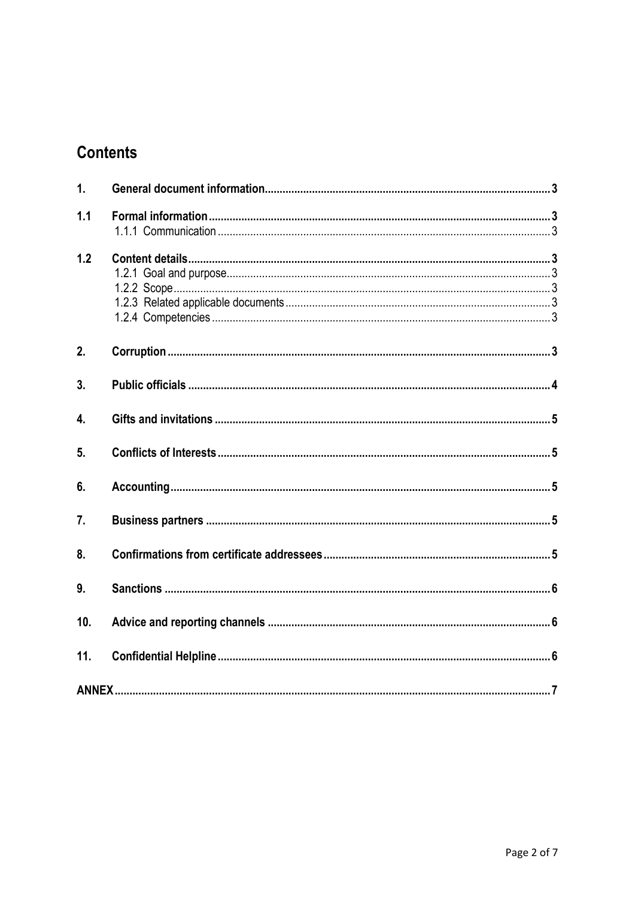## Contents

| | | |
|---|---|---|
| **1.** | **General document information** | **3** |
| **1.1** | **Formal information** | **3** |
| | 1.1.1 Communication | 3 |
| **1.2** | **Content details** | **3** |
| | 1.2.1 Goal and purpose | 3 |
| | 1.2.2 Scope | 3 |
| | 1.2.3 Related applicable documents | 3 |
| | 1.2.4 Competencies | 3 |
| **2.** | **Corruption** | **3** |
| **3.** | **Public officials** | **4** |
| **4.** | **Gifts and invitations** | **5** |
| **5.** | **Conflicts of Interests** | **5** |
| **6.** | **Accounting** | **5** |
| **7.** | **Business partners** | **5** |
| **8.** | **Confirmations from certificate addressees** | **5** |
| **9.** | **Sanctions** | **6** |
| **10.** | **Advice and reporting channels** | **6** |
| **11.** | **Confidential Helpline** | **6** |
| **ANNEX** | | **7** |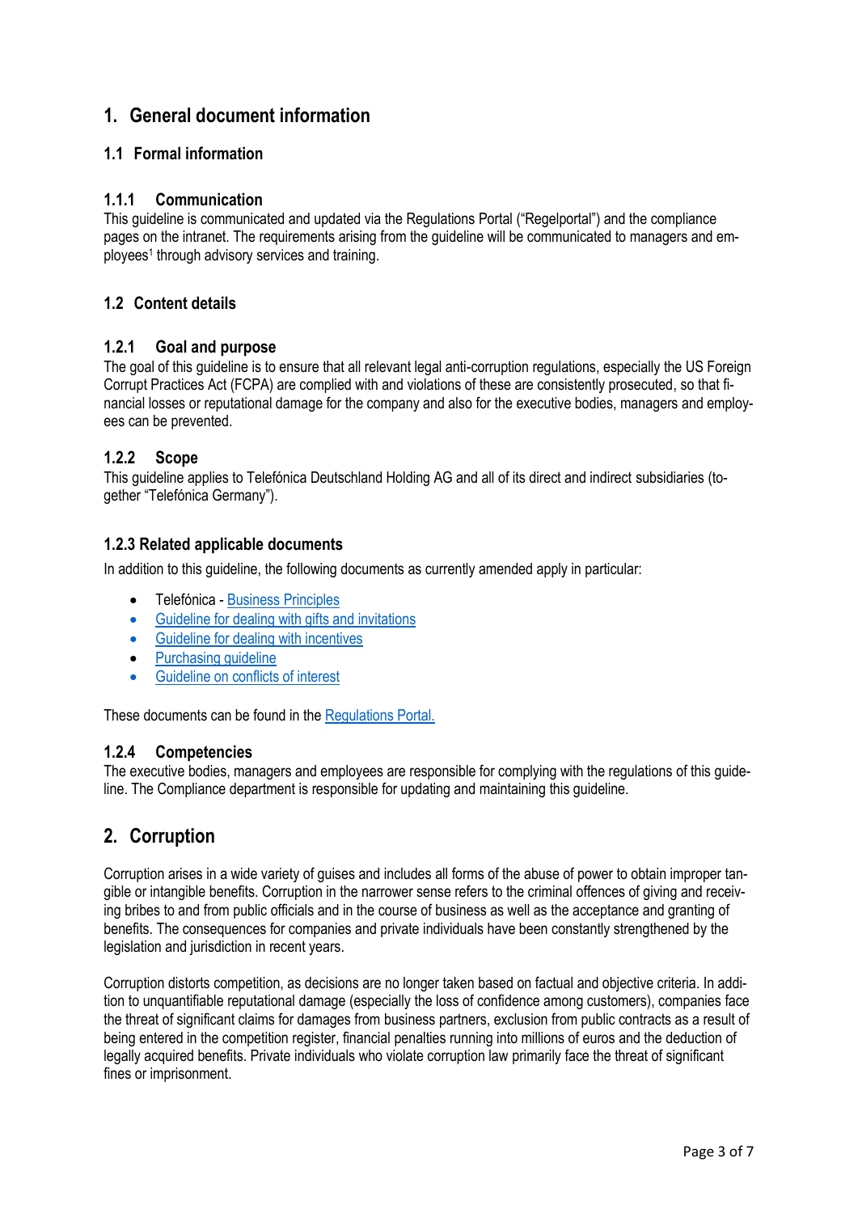# 1. General document information

## 1.1 Formal information

### 1.1.1 Communication

This guideline is communicated and updated via the Regulations Portal ("Regelportal") and the compliance pages on the intranet. The requirements arising from the guideline will be communicated to managers and employees[1] through advisory services and training.

## 1.2 Content details

### 1.2.1 Goal and purpose

The goal of this guideline is to ensure that all relevant legal anti-corruption regulations, especially the US Foreign Corrupt Practices Act (FCPA) are complied with and violations of these are consistently prosecuted, so that financial losses or reputational damage for the company and also for the executive bodies, managers and employees can be prevented.

### 1.2.2 Scope

This guideline applies to Telefónica Deutschland Holding AG and all of its direct and indirect subsidiaries (together "Telefónica Germany").

### 1.2.3 Related applicable documents

In addition to this guideline, the following documents as currently amended apply in particular:

- Telefónica - Business Principles
- Guideline for dealing with gifts and invitations
- Guideline for dealing with incentives
- Purchasing guideline
- Guideline on conflicts of interest

These documents can be found in the Regulations Portal.

### 1.2.4 Competencies

The executive bodies, managers and employees are responsible for complying with the regulations of this guideline. The Compliance department is responsible for updating and maintaining this guideline.

# 2. Corruption

Corruption arises in a wide variety of guises and includes all forms of the abuse of power to obtain improper tangible or intangible benefits. Corruption in the narrower sense refers to the criminal offences of giving and receiving bribes to and from public officials and in the course of business as well as the acceptance and granting of benefits. The consequences for companies and private individuals have been constantly strengthened by the legislation and jurisdiction in recent years.

Corruption distorts competition, as decisions are no longer taken based on factual and objective criteria. In addition to unquantifiable reputational damage (especially the loss of confidence among customers), companies face the threat of significant claims for damages from business partners, exclusion from public contracts as a result of being entered in the competition register, financial penalties running into millions of euros and the deduction of legally acquired benefits. Private individuals who violate corruption law primarily face the threat of significant fines or imprisonment.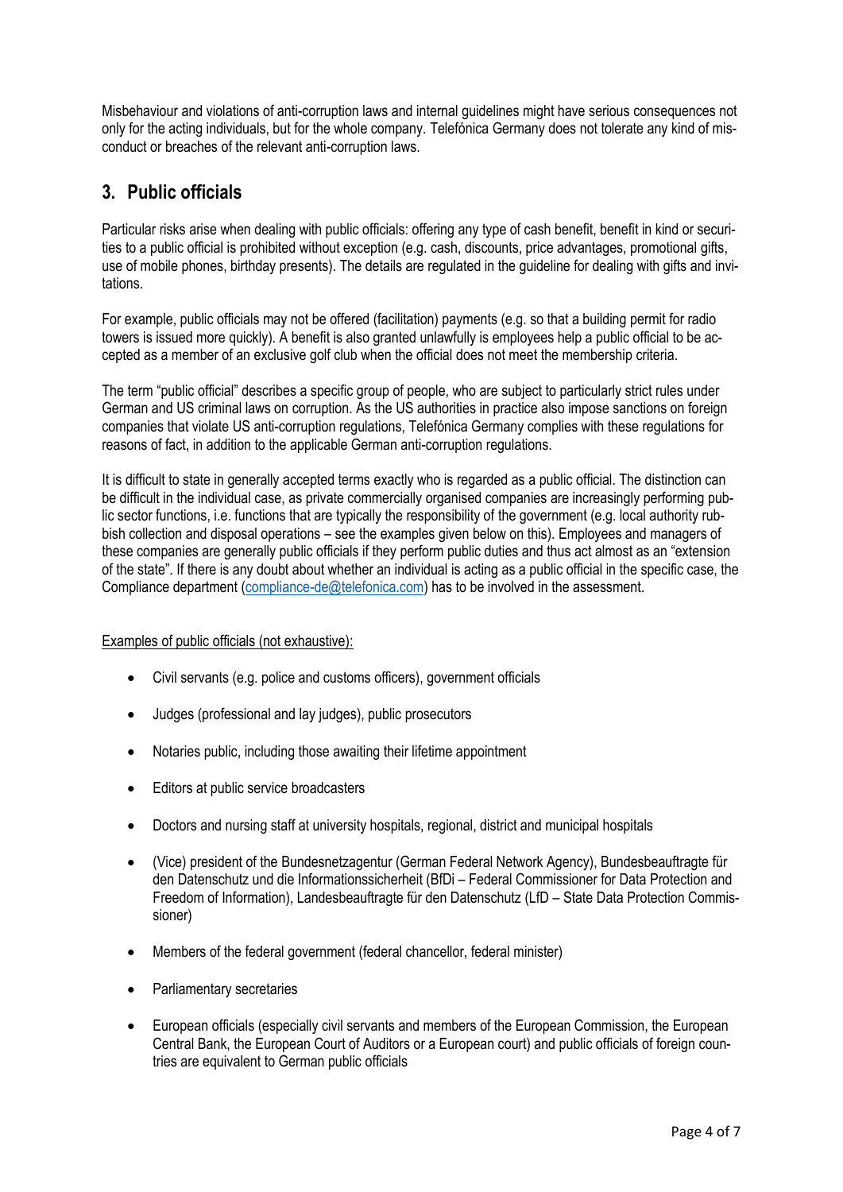Misbehaviour and violations of anti-corruption laws and internal guidelines might have serious consequences not only for the acting individuals, but for the whole company. Telefónica Germany does not tolerate any kind of misconduct or breaches of the relevant anti-corruption laws.

## 3. Public officials

Particular risks arise when dealing with public officials: offering any type of cash benefit, benefit in kind or securities to a public official is prohibited without exception (e.g. cash, discounts, price advantages, promotional gifts, use of mobile phones, birthday presents). The details are regulated in the guideline for dealing with gifts and invitations.

For example, public officials may not be offered (facilitation) payments (e.g. so that a building permit for radio towers is issued more quickly). A benefit is also granted unlawfully is employees help a public official to be accepted as a member of an exclusive golf club when the official does not meet the membership criteria.

The term "public official" describes a specific group of people, who are subject to particularly strict rules under German and US criminal laws on corruption. As the US authorities in practice also impose sanctions on foreign companies that violate US anti-corruption regulations, Telefónica Germany complies with these regulations for reasons of fact, in addition to the applicable German anti-corruption regulations.

It is difficult to state in generally accepted terms exactly who is regarded as a public official. The distinction can be difficult in the individual case, as private commercially organised companies are increasingly performing public sector functions, i.e. functions that are typically the responsibility of the government (e.g. local authority rubbish collection and disposal operations – see the examples given below on this). Employees and managers of these companies are generally public officials if they perform public duties and thus act almost as an "extension of the state". If there is any doubt about whether an individual is acting as a public official in the specific case, the Compliance department (compliance-de@telefonica.com) has to be involved in the assessment.

Examples of public officials (not exhaustive):

- Civil servants (e.g. police and customs officers), government officials
- Judges (professional and lay judges), public prosecutors
- Notaries public, including those awaiting their lifetime appointment
- Editors at public service broadcasters
- Doctors and nursing staff at university hospitals, regional, district and municipal hospitals
- (Vice) president of the Bundesnetzagentur (German Federal Network Agency), Bundesbeauftragte für den Datenschutz und die Informationssicherheit (BfDi – Federal Commissioner for Data Protection and Freedom of Information), Landesbeauftragte für den Datenschutz (LfD – State Data Protection Commissioner)
- Members of the federal government (federal chancellor, federal minister)
- Parliamentary secretaries
- European officials (especially civil servants and members of the European Commission, the European Central Bank, the European Court of Auditors or a European court) and public officials of foreign countries are equivalent to German public officials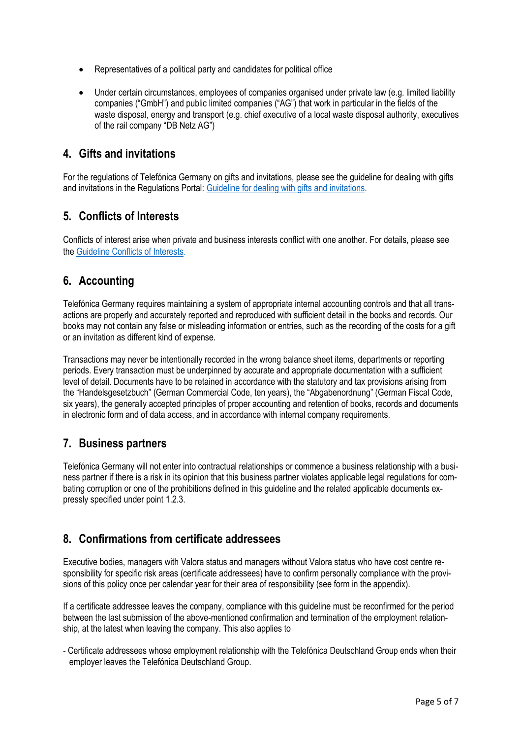- Representatives of a political party and candidates for political office
- Under certain circumstances, employees of companies organised under private law (e.g. limited liability companies ("GmbH") and public limited companies ("AG") that work in particular in the fields of the waste disposal, energy and transport (e.g. chief executive of a local waste disposal authority, executives of the rail company "DB Netz AG")

## 4. Gifts and invitations

For the regulations of Telefónica Germany on gifts and invitations, please see the guideline for dealing with gifts and invitations in the Regulations Portal: [Guideline for dealing with gifts and invitations.]()

## 5. Conflicts of Interests

Conflicts of interest arise when private and business interests conflict with one another. For details, please see the [Guideline Conflicts of Interests.]()

## 6. Accounting

Telefónica Germany requires maintaining a system of appropriate internal accounting controls and that all transactions are properly and accurately reported and reproduced with sufficient detail in the books and records. Our books may not contain any false or misleading information or entries, such as the recording of the costs for a gift or an invitation as different kind of expense.

Transactions may never be intentionally recorded in the wrong balance sheet items, departments or reporting periods. Every transaction must be underpinned by accurate and appropriate documentation with a sufficient level of detail. Documents have to be retained in accordance with the statutory and tax provisions arising from the "Handelsgesetzbuch" (German Commercial Code, ten years), the "Abgabenordnung" (German Fiscal Code, six years), the generally accepted principles of proper accounting and retention of books, records and documents in electronic form and of data access, and in accordance with internal company requirements.

## 7. Business partners

Telefónica Germany will not enter into contractual relationships or commence a business relationship with a business partner if there is a risk in its opinion that this business partner violates applicable legal regulations for combating corruption or one of the prohibitions defined in this guideline and the related applicable documents expressly specified under point 1.2.3.

## 8. Confirmations from certificate addressees

Executive bodies, managers with Valora status and managers without Valora status who have cost centre responsibility for specific risk areas (certificate addressees) have to confirm personally compliance with the provisions of this policy once per calendar year for their area of responsibility (see form in the appendix).

If a certificate addressee leaves the company, compliance with this guideline must be reconfirmed for the period between the last submission of the above-mentioned confirmation and termination of the employment relationship, at the latest when leaving the company. This also applies to

- Certificate addressees whose employment relationship with the Telefónica Deutschland Group ends when their employer leaves the Telefónica Deutschland Group.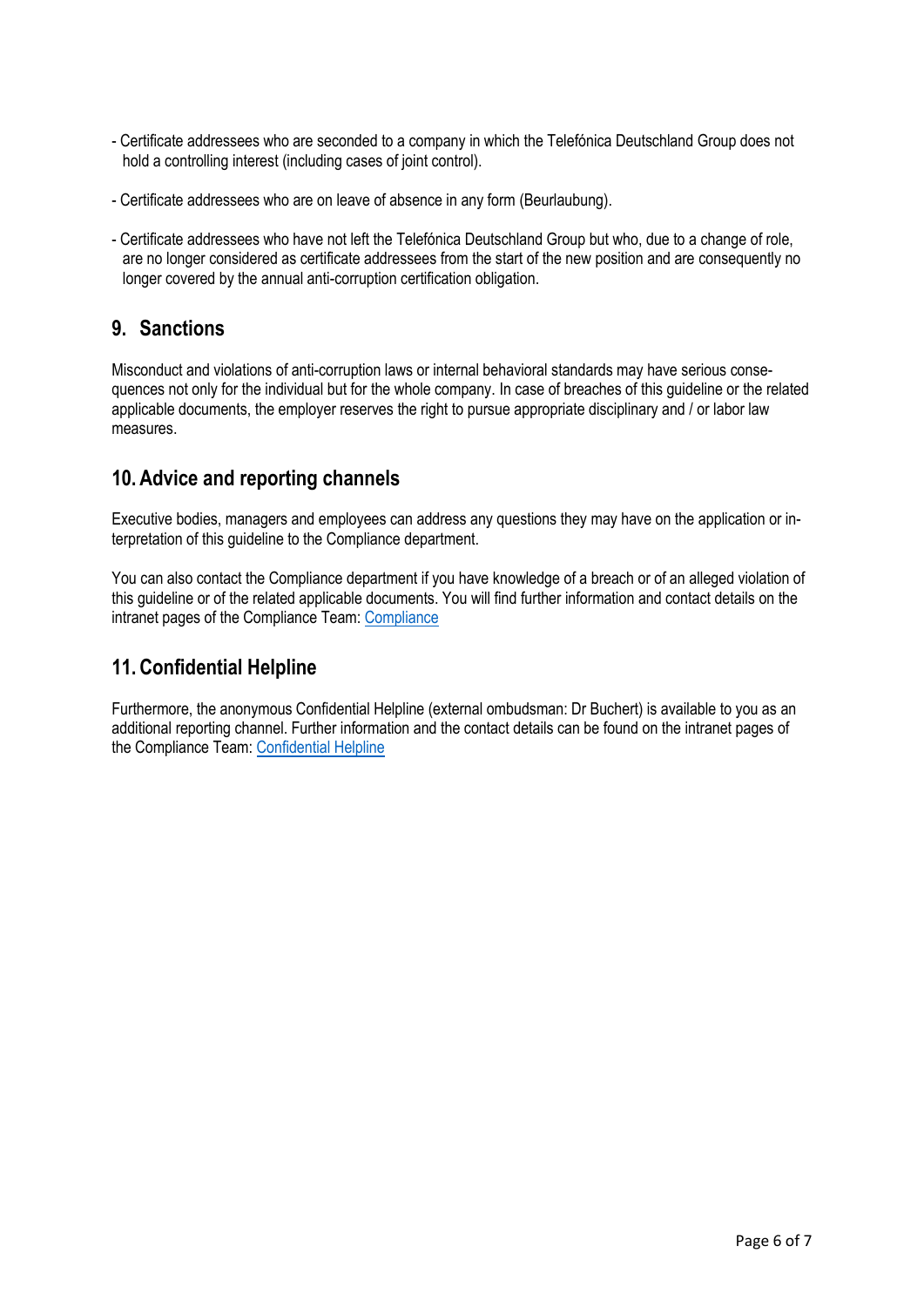- Certificate addressees who are seconded to a company in which the Telefónica Deutschland Group does not hold a controlling interest (including cases of joint control).

- Certificate addressees who are on leave of absence in any form (Beurlaubung).

- Certificate addressees who have not left the Telefónica Deutschland Group but who, due to a change of role, are no longer considered as certificate addressees from the start of the new position and are consequently no longer covered by the annual anti-corruption certification obligation.

## 9. Sanctions

Misconduct and violations of anti-corruption laws or internal behavioral standards may have serious consequences not only for the individual but for the whole company. In case of breaches of this guideline or the related applicable documents, the employer reserves the right to pursue appropriate disciplinary and / or labor law measures.

## 10. Advice and reporting channels

Executive bodies, managers and employees can address any questions they may have on the application or interpretation of this guideline to the Compliance department.

You can also contact the Compliance department if you have knowledge of a breach or of an alleged violation of this guideline or of the related applicable documents. You will find further information and contact details on the intranet pages of the Compliance Team: Compliance

## 11. Confidential Helpline

Furthermore, the anonymous Confidential Helpline (external ombudsman: Dr Buchert) is available to you as an additional reporting channel. Further information and the contact details can be found on the intranet pages of the Compliance Team: Confidential Helpline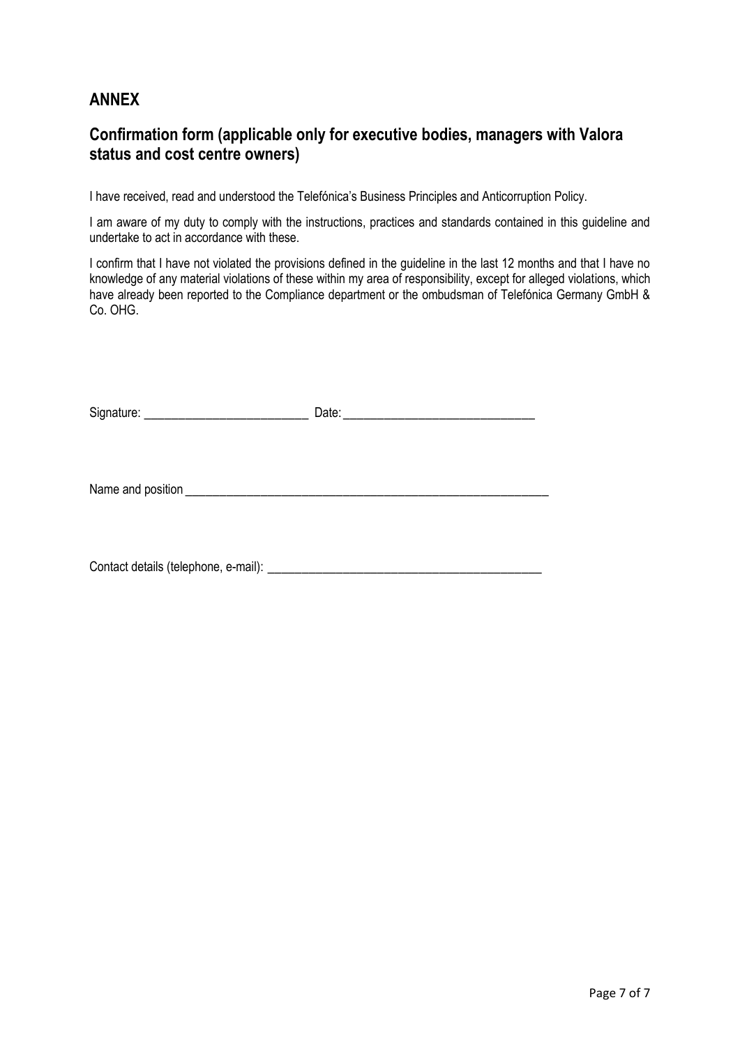## ANNEX

## Confirmation form (applicable only for executive bodies, managers with Valora status and cost centre owners)

I have received, read and understood the Telefónica's Business Principles and Anticorruption Policy.

I am aware of my duty to comply with the instructions, practices and standards contained in this guideline and undertake to act in accordance with these.

I confirm that I have not violated the provisions defined in the guideline in the last 12 months and that I have no knowledge of any material violations of these within my area of responsibility, except for alleged violations, which have already been reported to the Compliance department or the ombudsman of Telefónica Germany GmbH & Co. OHG.

Signature: __________________________ Date: ______________________________

Name and position ____________________________________________________________

Contact details (telephone, e-mail): ____________________________________________